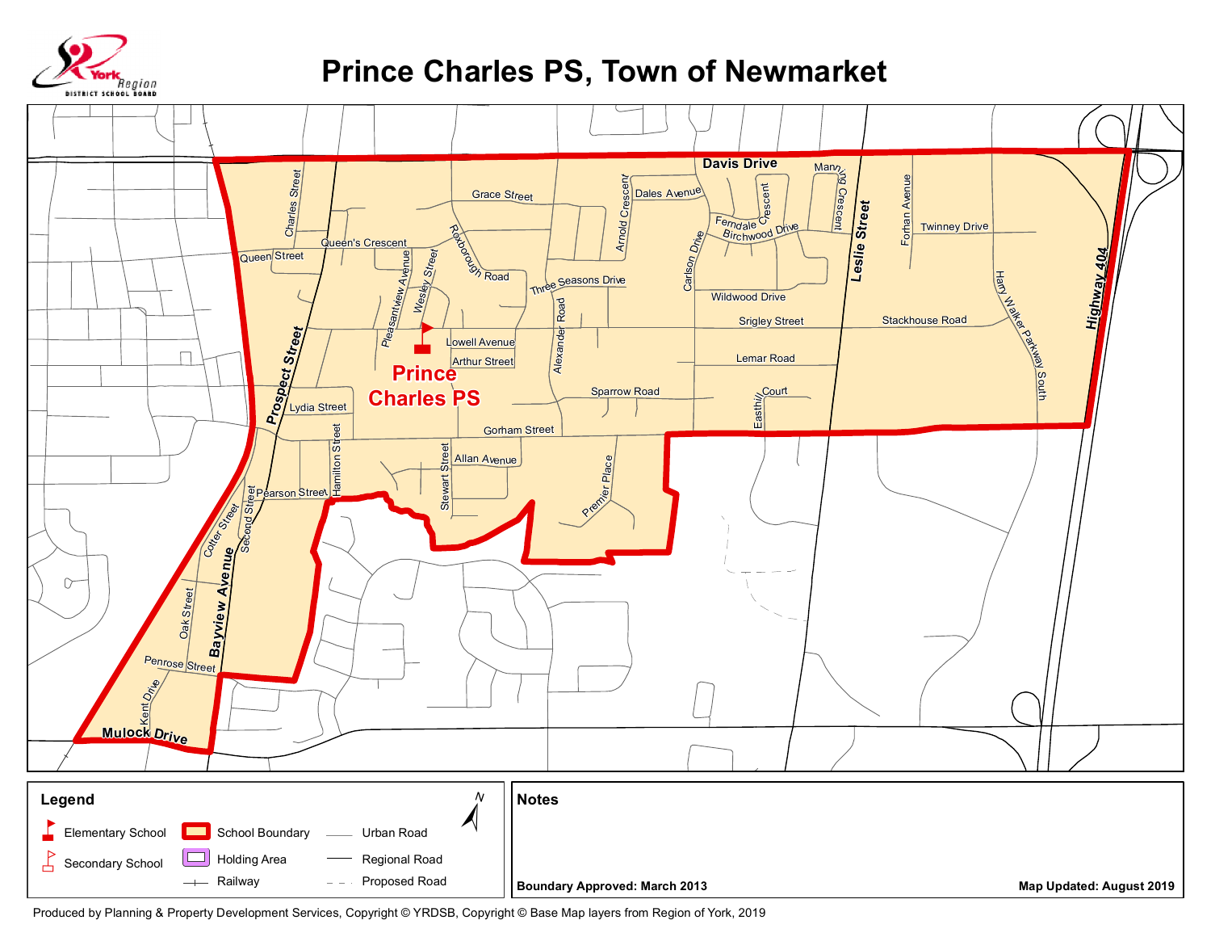# Prince Charles PS, Town of Newmarket

York Region District School Board

Davis Drive, Charles Street, Grace Street, Dales Avenue, Manning Crescent, Arnold Crescent, Ferndale Crescent, Birchwood Drive, Leslie Street, Forhan Avenue, Twinney Drive, Queen's Crescent, Queen Street, Roxborough Road, Pleasantview Avenue, Wesley Street, Three Seasons Drive, Carlson Drive, Highway 404, Harry Walker Parkway South, Wildwood Drive, Srigley Street, Stackhouse Road, Lowell Avenue, Arthur Street, Alexander Road, Lemar Road, Prospect Street, Sparrow Road, Easthill Court, Lydia Street, Gorham Street, Hamilton Street, Stewart Street, Allan Avenue, Premier Place, Pearson Street, Second Street, Cotter Street, Bayview Avenue, Oak Street, Penrose Street, Kent Drive, Mulock Drive

**Prince Charles PS**

## Legend

- Elementary School
- Secondary School
- School Boundary
- Holding Area
- Railway
- Urban Road
- Regional Road
- Proposed Road

N

## Notes

**Boundary Approved: March 2013**

**Map Updated: August 2019**

Produced by Planning & Property Development Services, Copyright © YRDSB, Copyright © Base Map layers from Region of York, 2019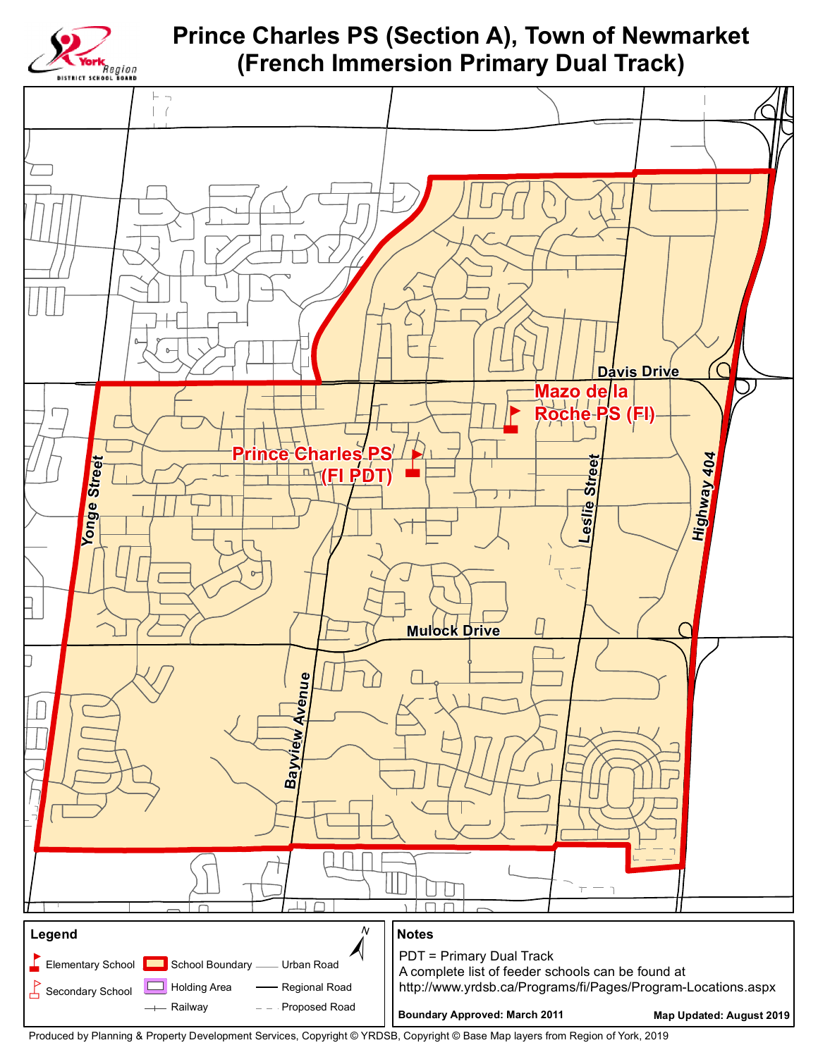# Prince Charles PS (Section A), Town of Newmarket (French Immersion Primary Dual Track)

Davis Drive

Mazo de la Roche PS (FI)

Prince Charles PS (FI PDT)

Yonge Street

Leslie Street

Highway 404

Mulock Drive

Bayview Avenue

**Legend**

- Elementary School
- Secondary School
- School Boundary
- Holding Area
- Railway
- Urban Road
- Regional Road
- Proposed Road

**Notes**

PDT = Primary Dual Track

A complete list of feeder schools can be found at http://www.yrdsb.ca/Programs/fi/Pages/Program-Locations.aspx

**Boundary Approved: March 2011**

**Map Updated: August 2019**

Produced by Planning & Property Development Services, Copyright © YRDSB, Copyright © Base Map layers from Region of York, 2019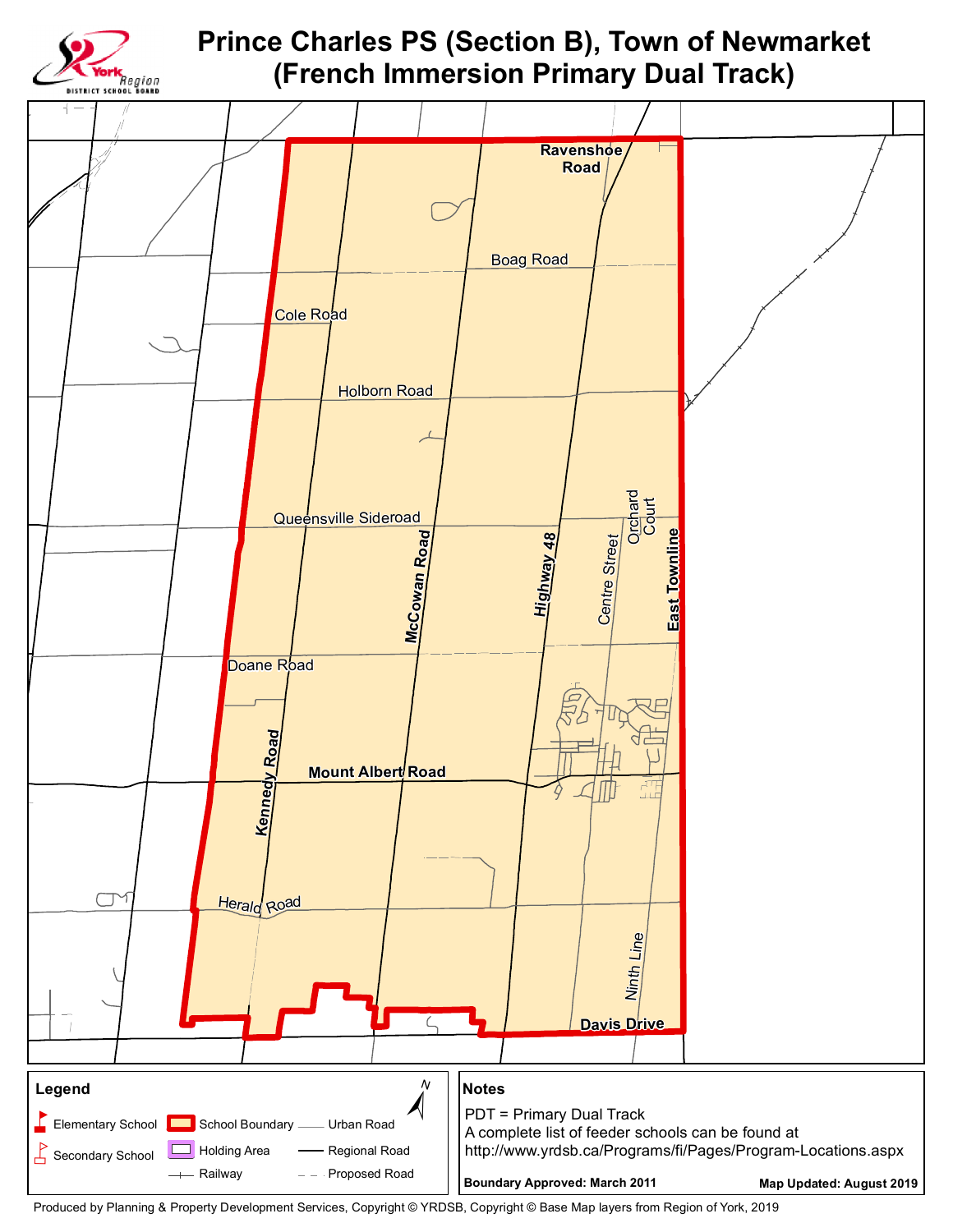# Prince Charles PS (Section B), Town of Newmarket (French Immersion Primary Dual Track)

Ravenshoe Road

Boag Road

Cole Road

Holborn Road

Queensville Sideroad

McCowan Road

Highway 48

Centre Street

Orchard Court

East Townline

Doane Road

Kennedy Road

Mount Albert Road

Herald Road

Ninth Line

Davis Drive

**Legend**

Elementary School

Secondary School

School Boundary

Holding Area

Railway

Urban Road

Regional Road

Proposed Road

**Notes**

PDT = Primary Dual Track

A complete list of feeder schools can be found at http://www.yrdsb.ca/Programs/fi/Pages/Program-Locations.aspx

**Boundary Approved: March 2011**

**Map Updated: August 2019**

Produced by Planning & Property Development Services, Copyright © YRDSB, Copyright © Base Map layers from Region of York, 2019